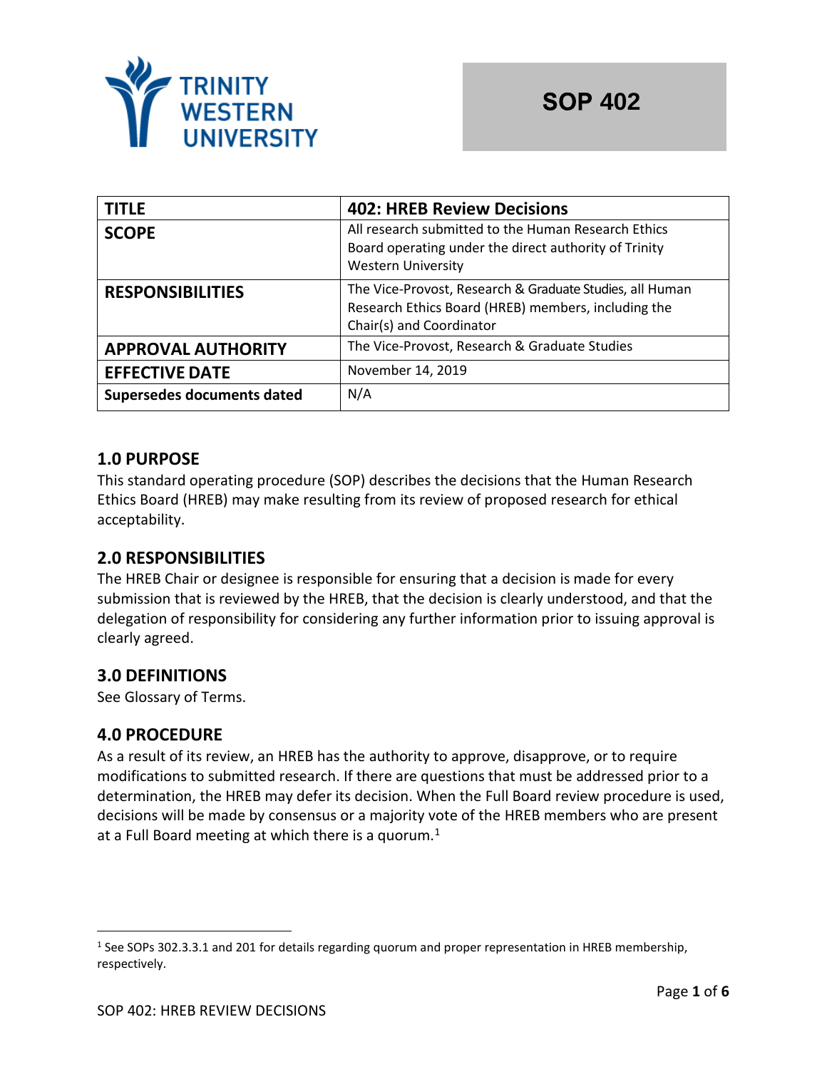TRINITY WESTERN UNIVERSITY

# SOP 402

| TITLE | 402: HREB Review Decisions |
|---|---|
| SCOPE | All research submitted to the Human Research Ethics Board operating under the direct authority of Trinity Western University |
| RESPONSIBILITIES | The Vice-Provost, Research & Graduate Studies, all Human Research Ethics Board (HREB) members, including the Chair(s) and Coordinator |
| APPROVAL AUTHORITY | The Vice-Provost, Research & Graduate Studies |
| EFFECTIVE DATE | November 14, 2019 |
| Supersedes documents dated | N/A |

## 1.0 PURPOSE

This standard operating procedure (SOP) describes the decisions that the Human Research Ethics Board (HREB) may make resulting from its review of proposed research for ethical acceptability.

## 2.0 RESPONSIBILITIES

The HREB Chair or designee is responsible for ensuring that a decision is made for every submission that is reviewed by the HREB, that the decision is clearly understood, and that the delegation of responsibility for considering any further information prior to issuing approval is clearly agreed.

## 3.0 DEFINITIONS

See Glossary of Terms.

## 4.0 PROCEDURE

As a result of its review, an HREB has the authority to approve, disapprove, or to require modifications to submitted research. If there are questions that must be addressed prior to a determination, the HREB may defer its decision. When the Full Board review procedure is used, decisions will be made by consensus or a majority vote of the HREB members who are present at a Full Board meeting at which there is a quorum.[1]

[1] See SOPs 302.3.3.1 and 201 for details regarding quorum and proper representation in HREB membership, respectively.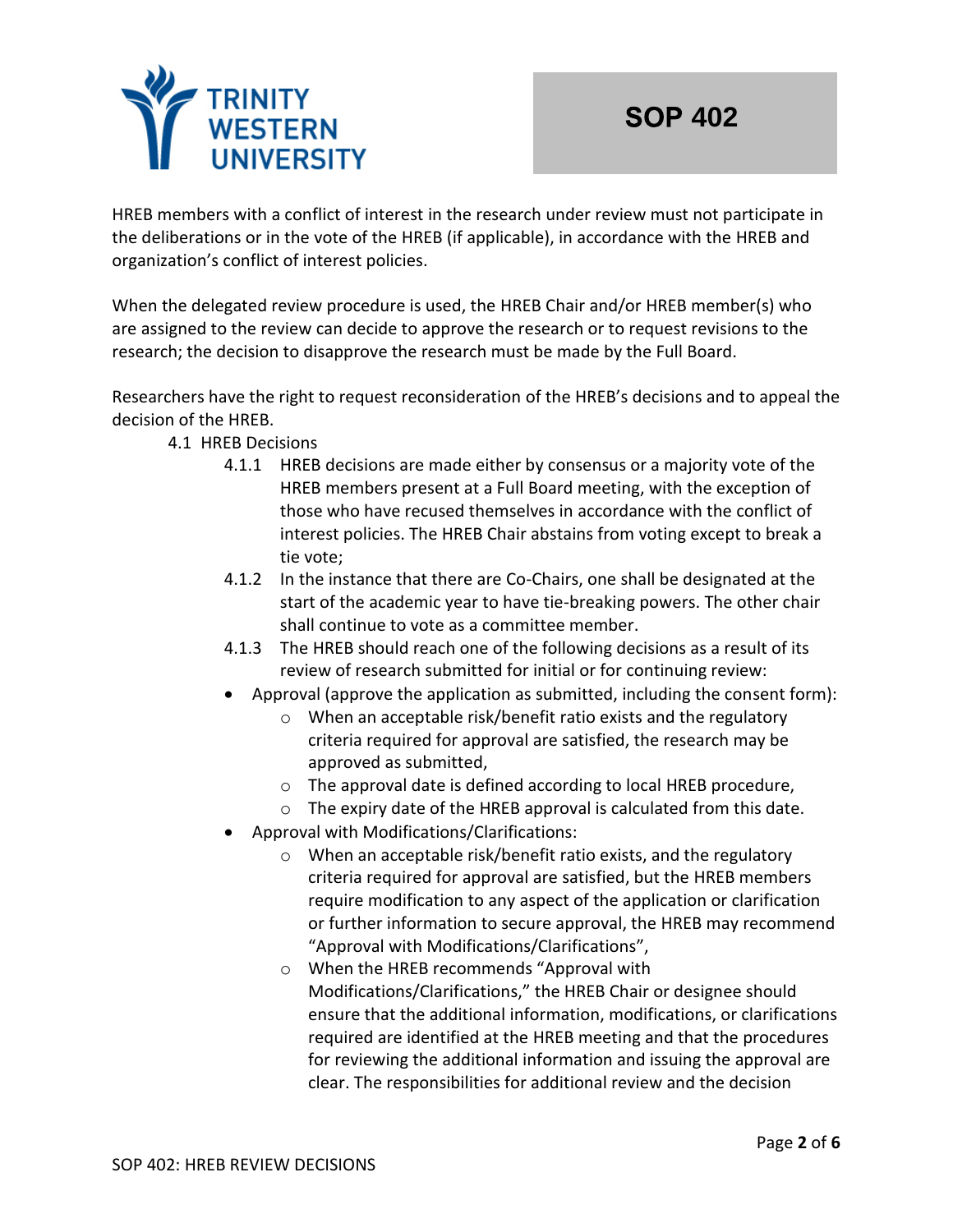HREB members with a conflict of interest in the research under review must not participate in the deliberations or in the vote of the HREB (if applicable), in accordance with the HREB and organization's conflict of interest policies.

When the delegated review procedure is used, the HREB Chair and/or HREB member(s) who are assigned to the review can decide to approve the research or to request revisions to the research; the decision to disapprove the research must be made by the Full Board.

Researchers have the right to request reconsideration of the HREB's decisions and to appeal the decision of the HREB.

4.1 HREB Decisions

4.1.1 HREB decisions are made either by consensus or a majority vote of the HREB members present at a Full Board meeting, with the exception of those who have recused themselves in accordance with the conflict of interest policies. The HREB Chair abstains from voting except to break a tie vote;

4.1.2 In the instance that there are Co-Chairs, one shall be designated at the start of the academic year to have tie-breaking powers. The other chair shall continue to vote as a committee member.

4.1.3 The HREB should reach one of the following decisions as a result of its review of research submitted for initial or for continuing review:

- Approval (approve the application as submitted, including the consent form):
  - When an acceptable risk/benefit ratio exists and the regulatory criteria required for approval are satisfied, the research may be approved as submitted,
  - The approval date is defined according to local HREB procedure,
  - The expiry date of the HREB approval is calculated from this date.
- Approval with Modifications/Clarifications:
  - When an acceptable risk/benefit ratio exists, and the regulatory criteria required for approval are satisfied, but the HREB members require modification to any aspect of the application or clarification or further information to secure approval, the HREB may recommend "Approval with Modifications/Clarifications",
  - When the HREB recommends "Approval with Modifications/Clarifications," the HREB Chair or designee should ensure that the additional information, modifications, or clarifications required are identified at the HREB meeting and that the procedures for reviewing the additional information and issuing the approval are clear. The responsibilities for additional review and the decision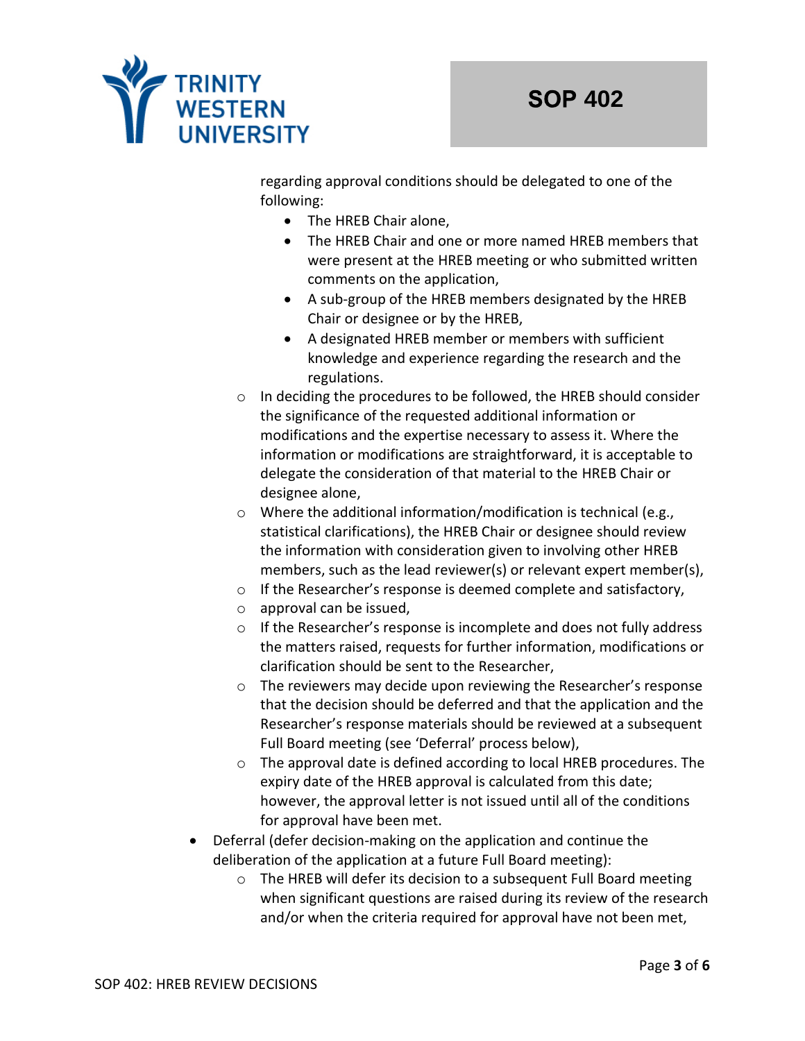regarding approval conditions should be delegated to one of the following:

    - The HREB Chair alone,
    - The HREB Chair and one or more named HREB members that were present at the HREB meeting or who submitted written comments on the application,
    - A sub-group of the HREB members designated by the HREB Chair or designee or by the HREB,
    - A designated HREB member or members with sufficient knowledge and experience regarding the research and the regulations.

  - In deciding the procedures to be followed, the HREB should consider the significance of the requested additional information or modifications and the expertise necessary to assess it. Where the information or modifications are straightforward, it is acceptable to delegate the consideration of that material to the HREB Chair or designee alone,
  - Where the additional information/modification is technical (e.g., statistical clarifications), the HREB Chair or designee should review the information with consideration given to involving other HREB members, such as the lead reviewer(s) or relevant expert member(s),
  - If the Researcher's response is deemed complete and satisfactory,
  - approval can be issued,
  - If the Researcher's response is incomplete and does not fully address the matters raised, requests for further information, modifications or clarification should be sent to the Researcher,
  - The reviewers may decide upon reviewing the Researcher's response that the decision should be deferred and that the application and the Researcher's response materials should be reviewed at a subsequent Full Board meeting (see 'Deferral' process below),
  - The approval date is defined according to local HREB procedures. The expiry date of the HREB approval is calculated from this date; however, the approval letter is not issued until all of the conditions for approval have been met.

- Deferral (defer decision-making on the application and continue the deliberation of the application at a future Full Board meeting):
  - The HREB will defer its decision to a subsequent Full Board meeting when significant questions are raised during its review of the research and/or when the criteria required for approval have not been met,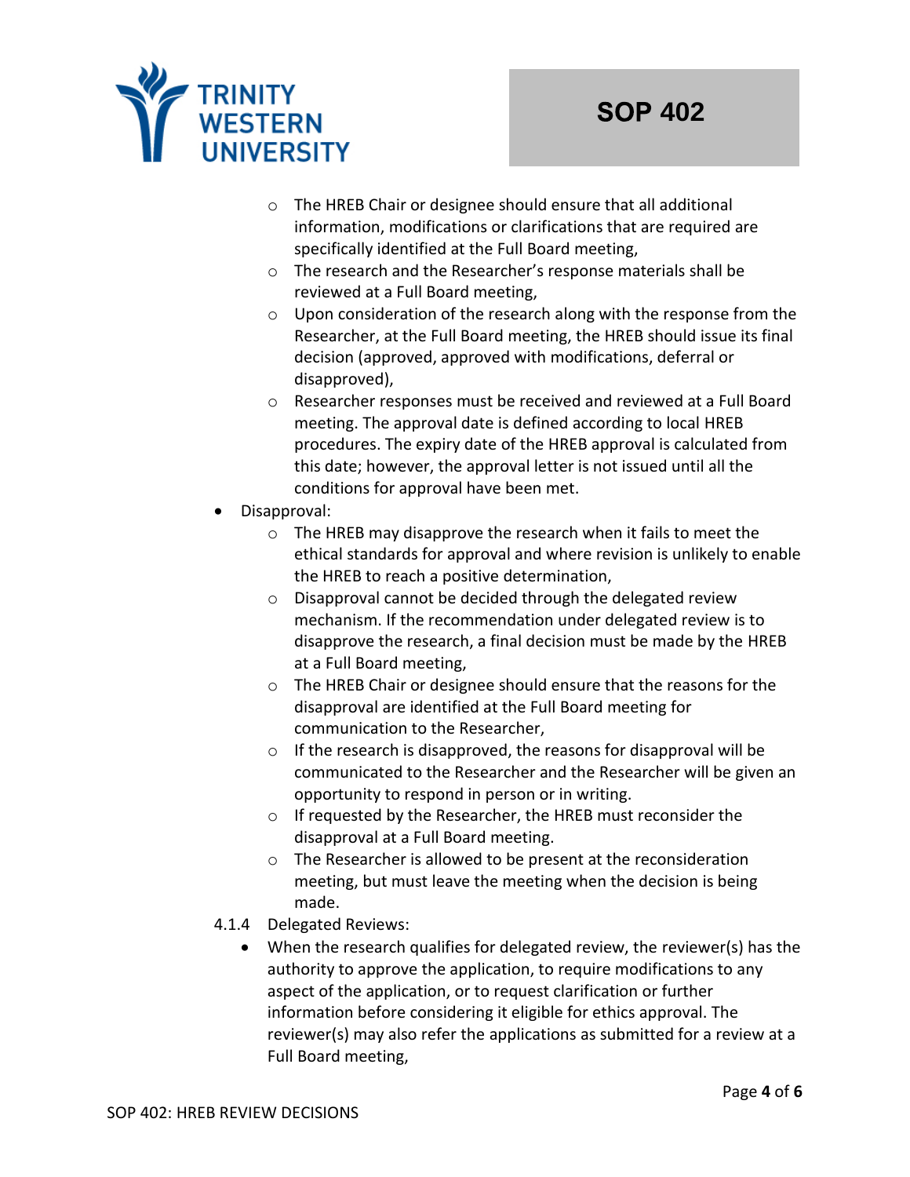- The HREB Chair or designee should ensure that all additional information, modifications or clarifications that are required are specifically identified at the Full Board meeting,
    - The research and the Researcher's response materials shall be reviewed at a Full Board meeting,
    - Upon consideration of the research along with the response from the Researcher, at the Full Board meeting, the HREB should issue its final decision (approved, approved with modifications, deferral or disapproved),
    - Researcher responses must be received and reviewed at a Full Board meeting. The approval date is defined according to local HREB procedures. The expiry date of the HREB approval is calculated from this date; however, the approval letter is not issued until all the conditions for approval have been met.
- Disapproval:
    - The HREB may disapprove the research when it fails to meet the ethical standards for approval and where revision is unlikely to enable the HREB to reach a positive determination,
    - Disapproval cannot be decided through the delegated review mechanism. If the recommendation under delegated review is to disapprove the research, a final decision must be made by the HREB at a Full Board meeting,
    - The HREB Chair or designee should ensure that the reasons for the disapproval are identified at the Full Board meeting for communication to the Researcher,
    - If the research is disapproved, the reasons for disapproval will be communicated to the Researcher and the Researcher will be given an opportunity to respond in person or in writing.
    - If requested by the Researcher, the HREB must reconsider the disapproval at a Full Board meeting.
    - The Researcher is allowed to be present at the reconsideration meeting, but must leave the meeting when the decision is being made.

4.1.4 Delegated Reviews:

- When the research qualifies for delegated review, the reviewer(s) has the authority to approve the application, to require modifications to any aspect of the application, or to request clarification or further information before considering it eligible for ethics approval. The reviewer(s) may also refer the applications as submitted for a review at a Full Board meeting,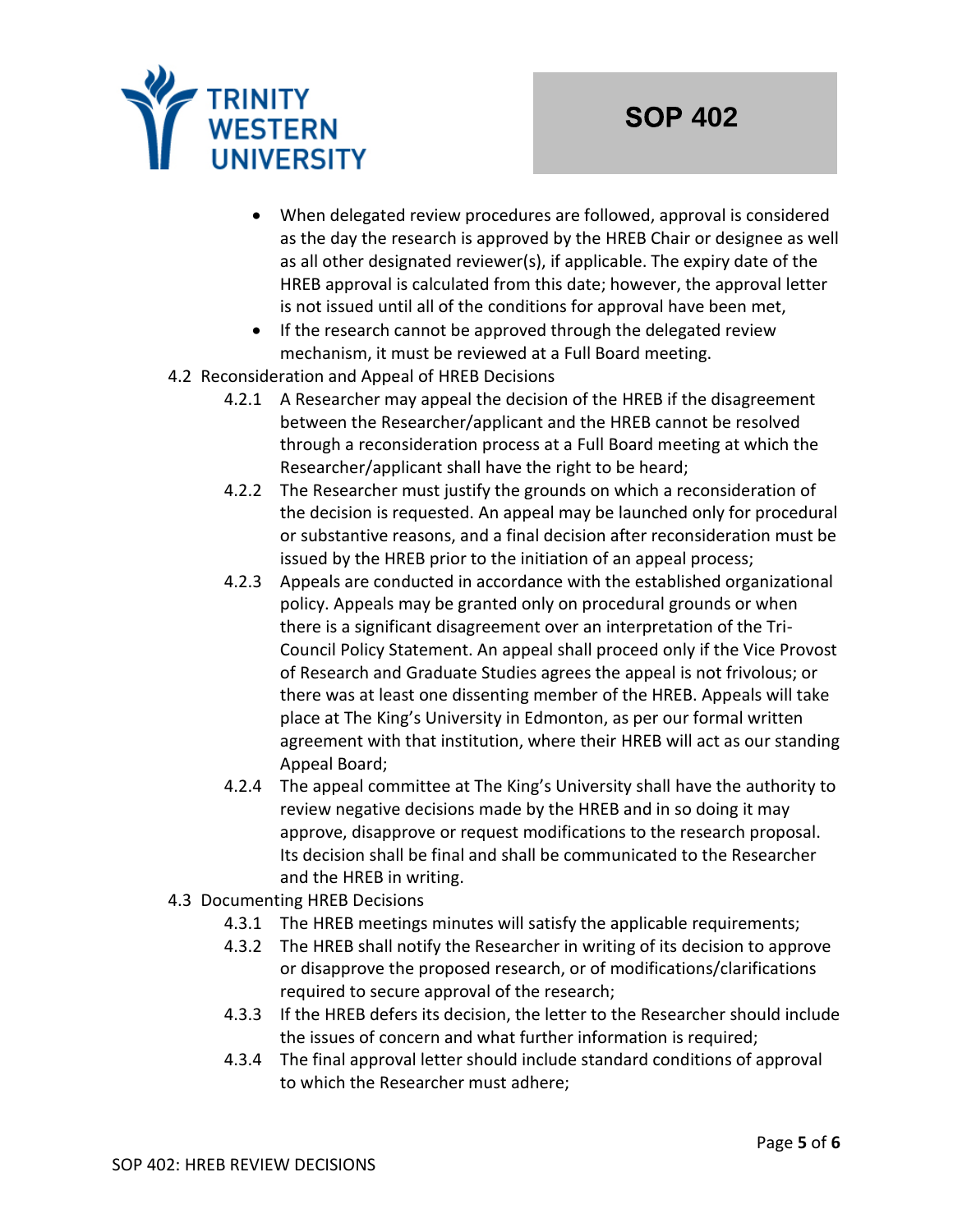- When delegated review procedures are followed, approval is considered as the day the research is approved by the HREB Chair or designee as well as all other designated reviewer(s), if applicable. The expiry date of the HREB approval is calculated from this date; however, the approval letter is not issued until all of the conditions for approval have been met,
- If the research cannot be approved through the delegated review mechanism, it must be reviewed at a Full Board meeting.

4.2 Reconsideration and Appeal of HREB Decisions

4.2.1 A Researcher may appeal the decision of the HREB if the disagreement between the Researcher/applicant and the HREB cannot be resolved through a reconsideration process at a Full Board meeting at which the Researcher/applicant shall have the right to be heard;

4.2.2 The Researcher must justify the grounds on which a reconsideration of the decision is requested. An appeal may be launched only for procedural or substantive reasons, and a final decision after reconsideration must be issued by the HREB prior to the initiation of an appeal process;

4.2.3 Appeals are conducted in accordance with the established organizational policy. Appeals may be granted only on procedural grounds or when there is a significant disagreement over an interpretation of the Tri-Council Policy Statement. An appeal shall proceed only if the Vice Provost of Research and Graduate Studies agrees the appeal is not frivolous; or there was at least one dissenting member of the HREB. Appeals will take place at The King's University in Edmonton, as per our formal written agreement with that institution, where their HREB will act as our standing Appeal Board;

4.2.4 The appeal committee at The King's University shall have the authority to review negative decisions made by the HREB and in so doing it may approve, disapprove or request modifications to the research proposal. Its decision shall be final and shall be communicated to the Researcher and the HREB in writing.

4.3 Documenting HREB Decisions

4.3.1 The HREB meetings minutes will satisfy the applicable requirements;

4.3.2 The HREB shall notify the Researcher in writing of its decision to approve or disapprove the proposed research, or of modifications/clarifications required to secure approval of the research;

4.3.3 If the HREB defers its decision, the letter to the Researcher should include the issues of concern and what further information is required;

4.3.4 The final approval letter should include standard conditions of approval to which the Researcher must adhere;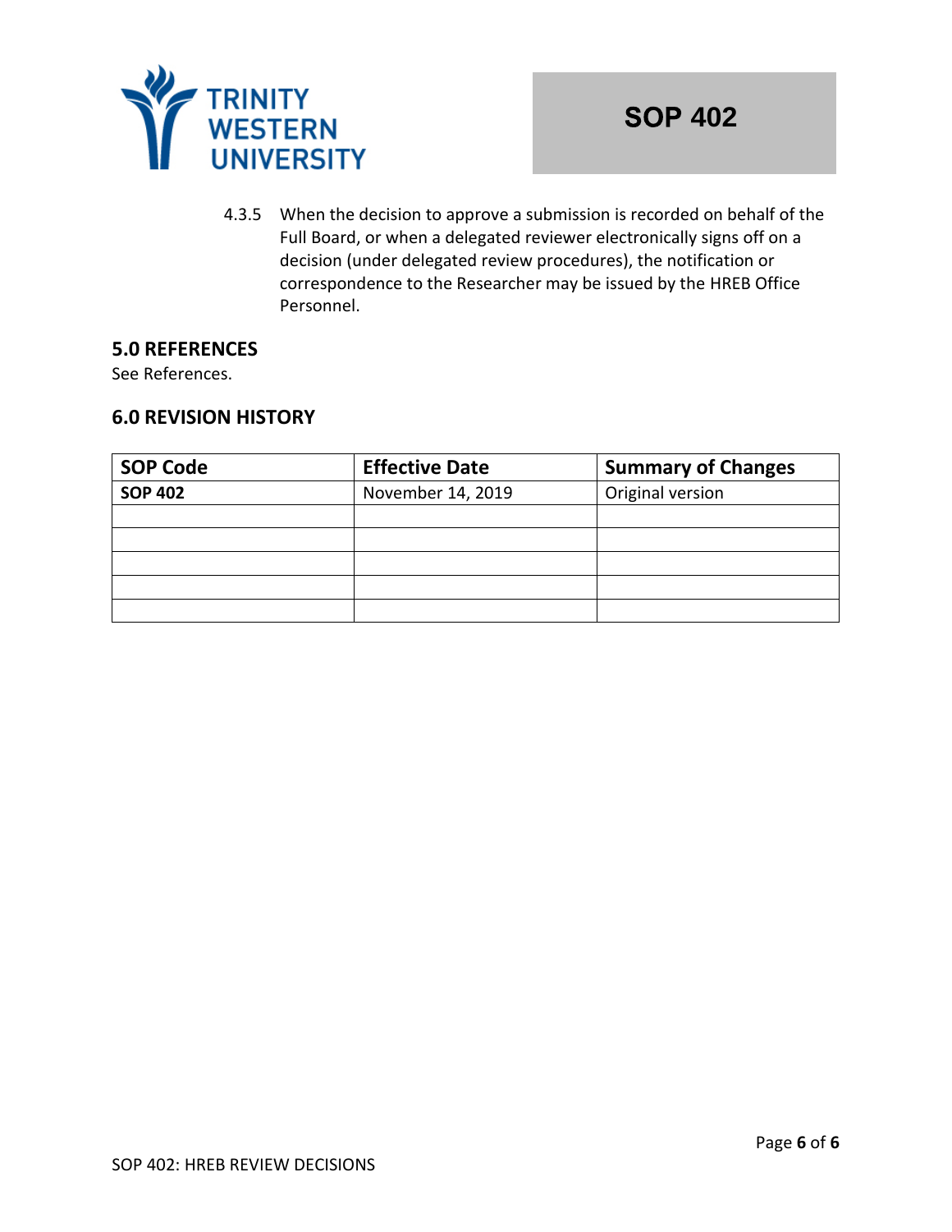4.3.5 When the decision to approve a submission is recorded on behalf of the Full Board, or when a delegated reviewer electronically signs off on a decision (under delegated review procedures), the notification or correspondence to the Researcher may be issued by the HREB Office Personnel.

## 5.0 REFERENCES

See References.

## 6.0 REVISION HISTORY

| SOP Code | Effective Date | Summary of Changes |
|---|---|---|
| **SOP 402** | November 14, 2019 | Original version |
| | | |
| | | |
| | | |
| | | |
| | | |